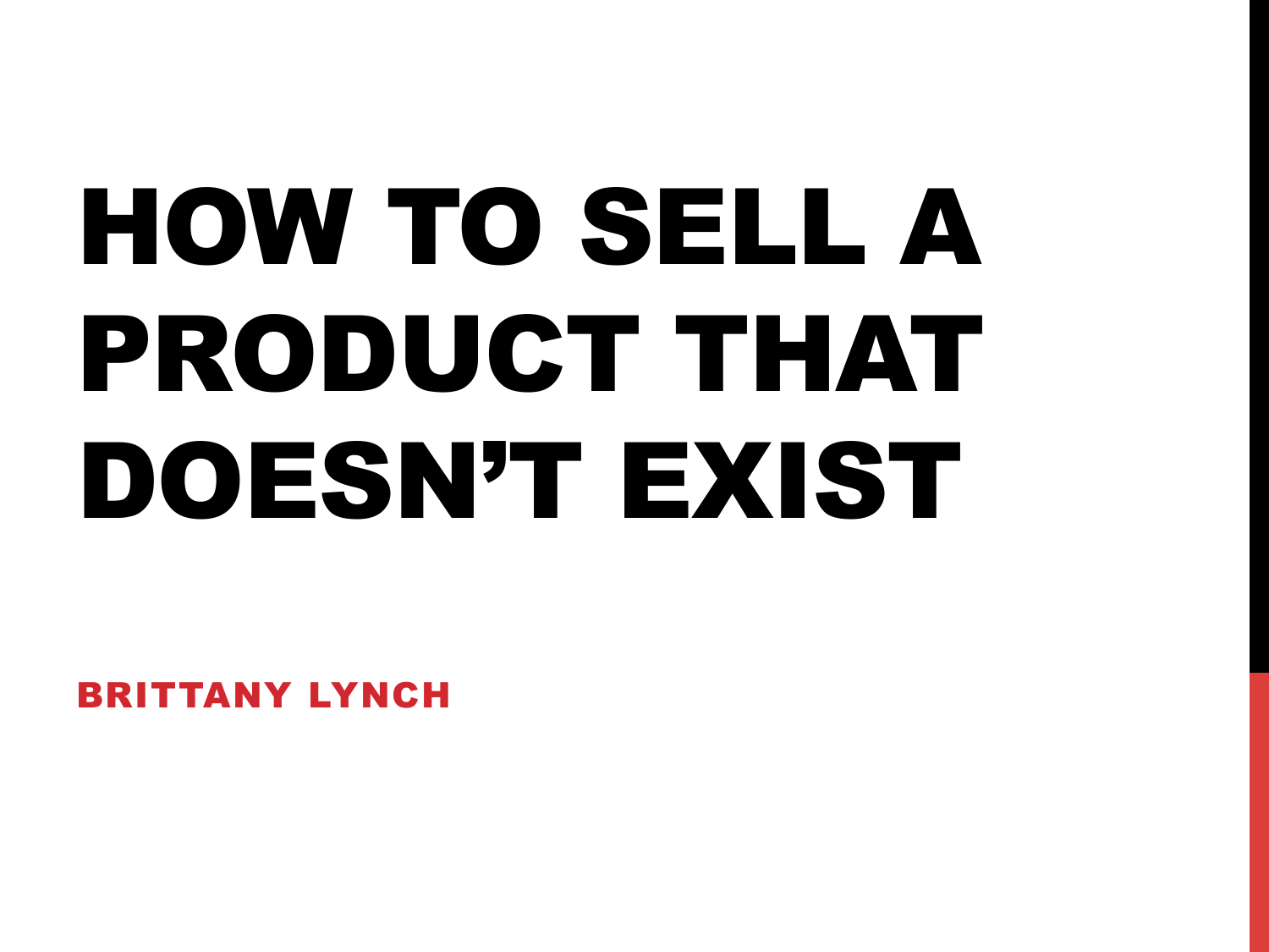# HOW TO SELL A PRODUCT THAT DOESN'T EXIST

**BRITTANY LYNCH**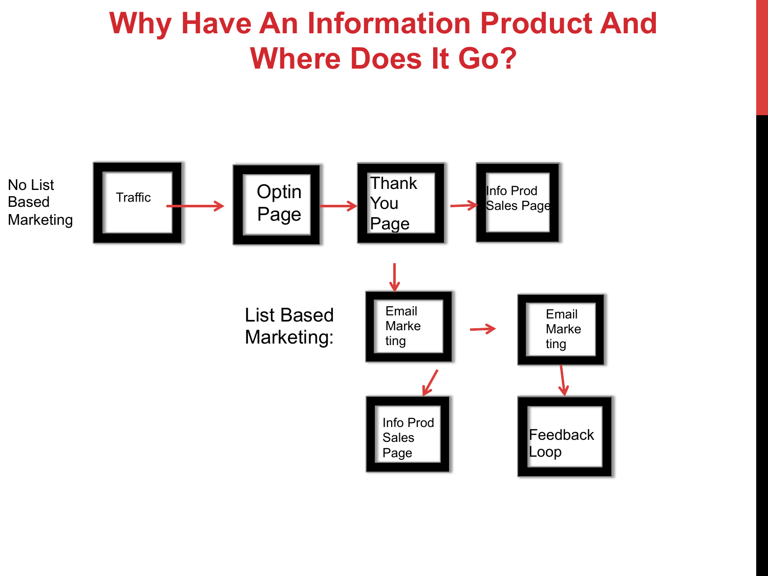# Why Have An Information Product And Where Does It Go?

No List Based Marketing

Traffic → Optin Page → Thank You Page → Info Prod Sales Page

List Based Marketing:

Thank You Page → Email Marketing → Email Marketing

Email Marketing → Info Prod Sales Page

Email Marketing → Feedback Loop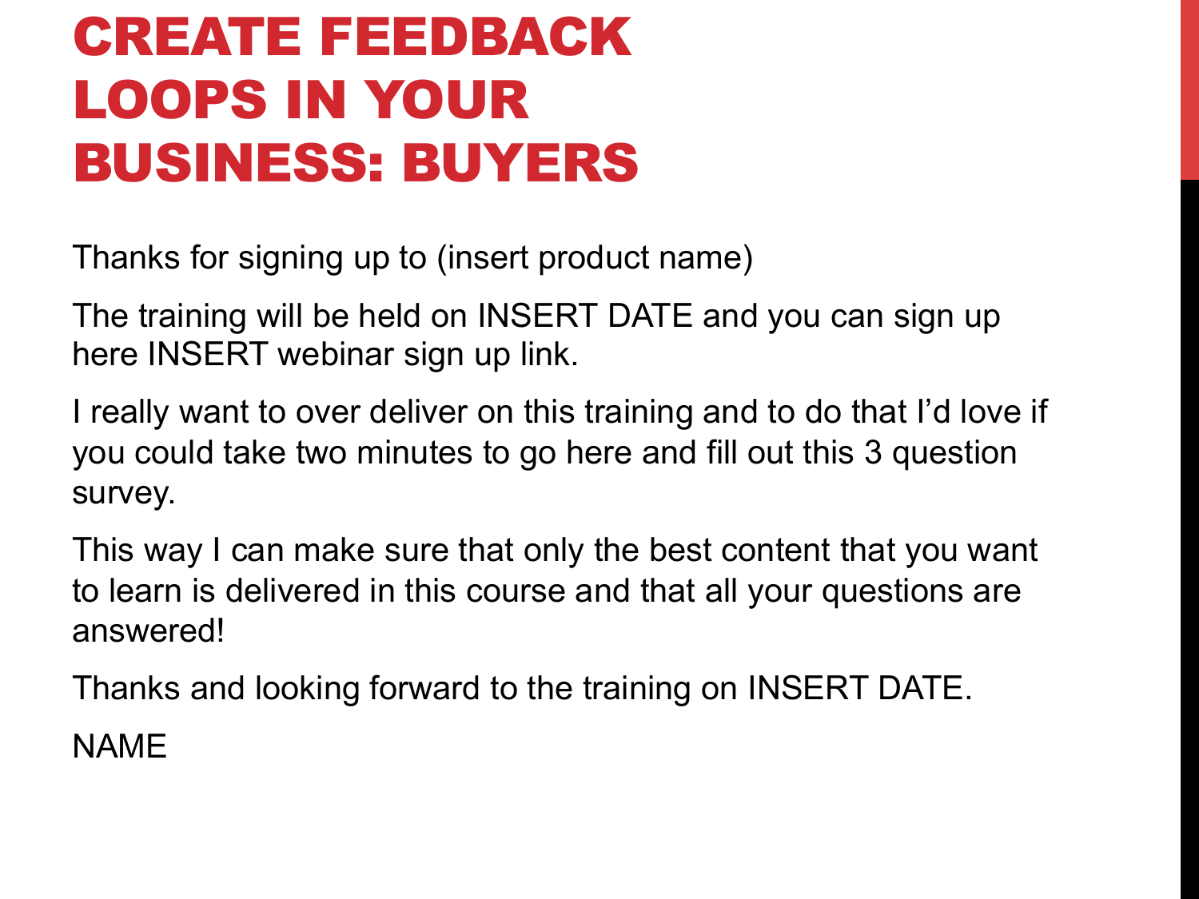# CREATE FEEDBACK LOOPS IN YOUR BUSINESS: BUYERS

Thanks for signing up to (insert product name)

The training will be held on INSERT DATE and you can sign up here INSERT webinar sign up link.

I really want to over deliver on this training and to do that I'd love if you could take two minutes to go here and fill out this 3 question survey.

This way I can make sure that only the best content that you want to learn is delivered in this course and that all your questions are answered!

Thanks and looking forward to the training on INSERT DATE.

NAME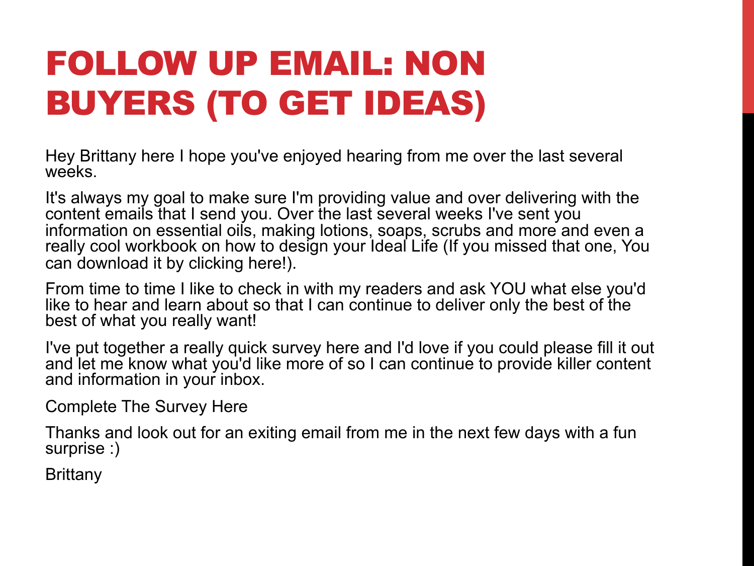# FOLLOW UP EMAIL: NON BUYERS (TO GET IDEAS)

Hey Brittany here I hope you've enjoyed hearing from me over the last several weeks.

It's always my goal to make sure I'm providing value and over delivering with the content emails that I send you. Over the last several weeks I've sent you information on essential oils, making lotions, soaps, scrubs and more and even a really cool workbook on how to design your Ideal Life (If you missed that one, You can download it by clicking here!).

From time to time I like to check in with my readers and ask YOU what else you'd like to hear and learn about so that I can continue to deliver only the best of the best of what you really want!

I've put together a really quick survey here and I'd love if you could please fill it out and let me know what you'd like more of so I can continue to provide killer content and information in your inbox.

Complete The Survey Here

Thanks and look out for an exiting email from me in the next few days with a fun surprise :)

Brittany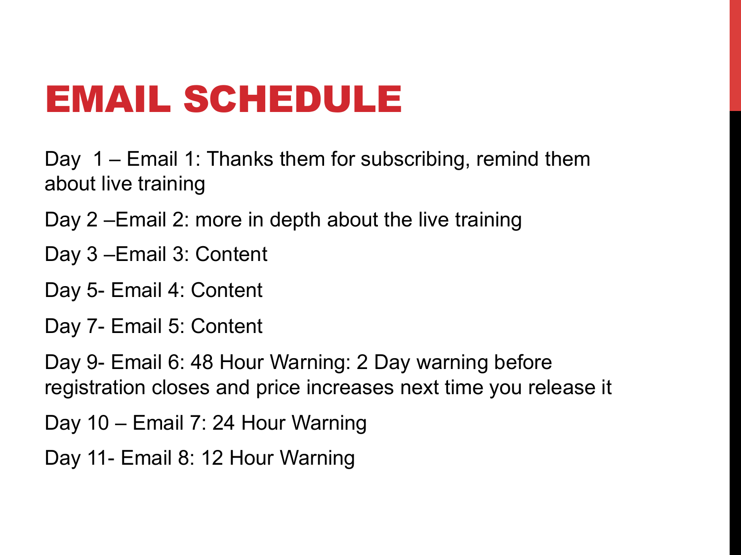# EMAIL SCHEDULE

Day 1 – Email 1: Thanks them for subscribing, remind them about live training

Day 2 –Email 2: more in depth about the live training

Day 3 –Email 3: Content

Day 5- Email 4: Content

Day 7- Email 5: Content

Day 9- Email 6: 48 Hour Warning: 2 Day warning before registration closes and price increases next time you release it

Day 10 – Email 7: 24 Hour Warning

Day 11- Email 8: 12 Hour Warning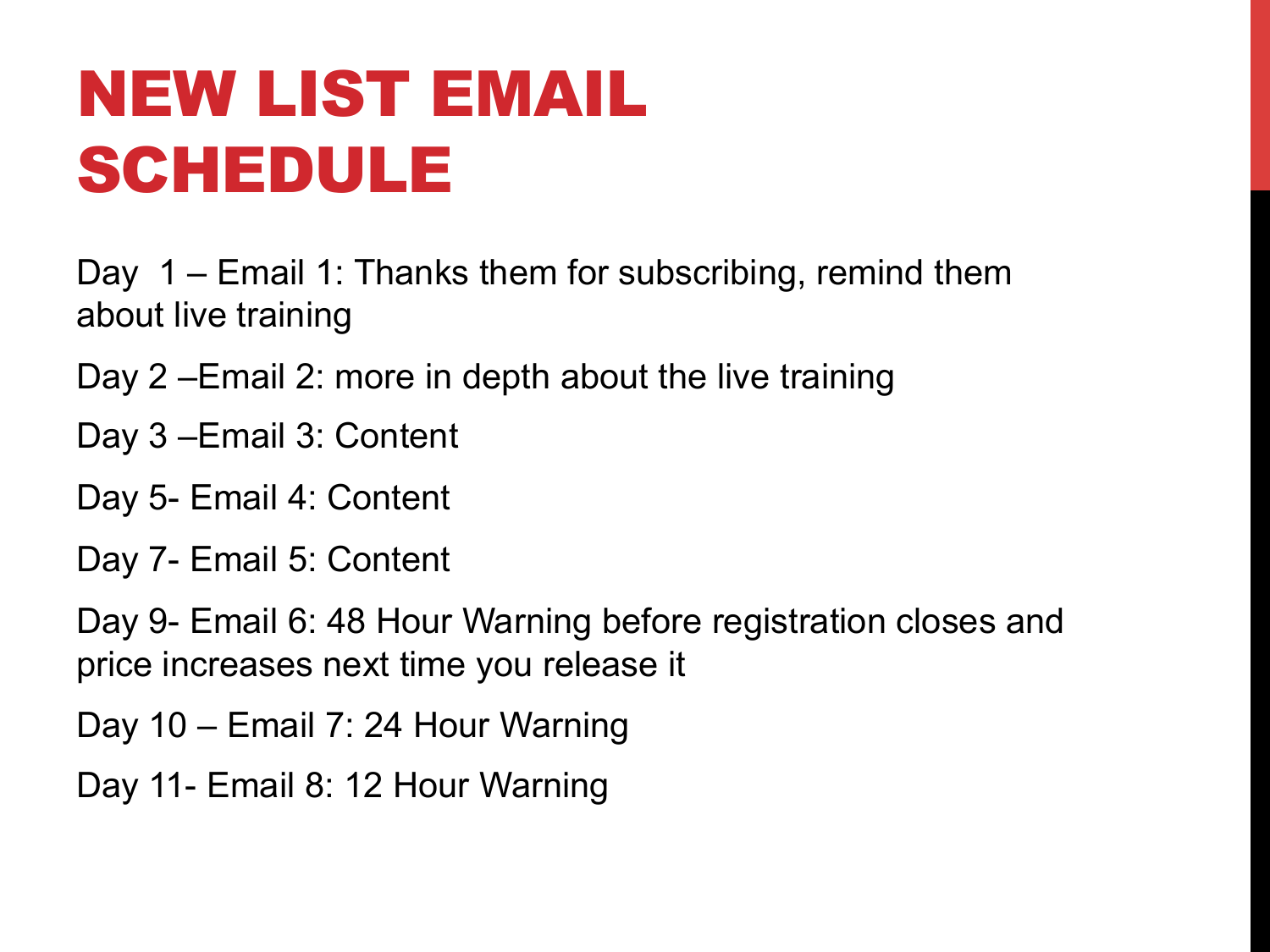# NEW LIST EMAIL SCHEDULE

Day 1 – Email 1: Thanks them for subscribing, remind them about live training

Day 2 –Email 2: more in depth about the live training

Day 3 –Email 3: Content

Day 5- Email 4: Content

Day 7- Email 5: Content

Day 9- Email 6: 48 Hour Warning before registration closes and price increases next time you release it

Day 10 – Email 7: 24 Hour Warning

Day 11- Email 8: 12 Hour Warning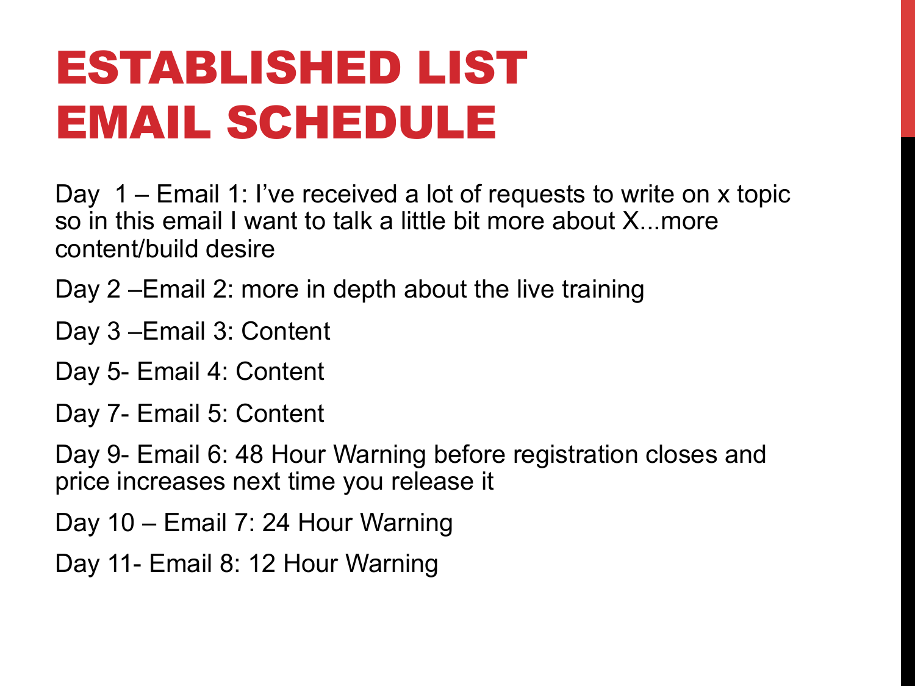# ESTABLISHED LIST EMAIL SCHEDULE

Day 1 – Email 1: I've received a lot of requests to write on x topic so in this email I want to talk a little bit more about X...more content/build desire

Day 2 –Email 2: more in depth about the live training

Day 3 –Email 3: Content

Day 5- Email 4: Content

Day 7- Email 5: Content

Day 9- Email 6: 48 Hour Warning before registration closes and price increases next time you release it

Day 10 – Email 7: 24 Hour Warning

Day 11- Email 8: 12 Hour Warning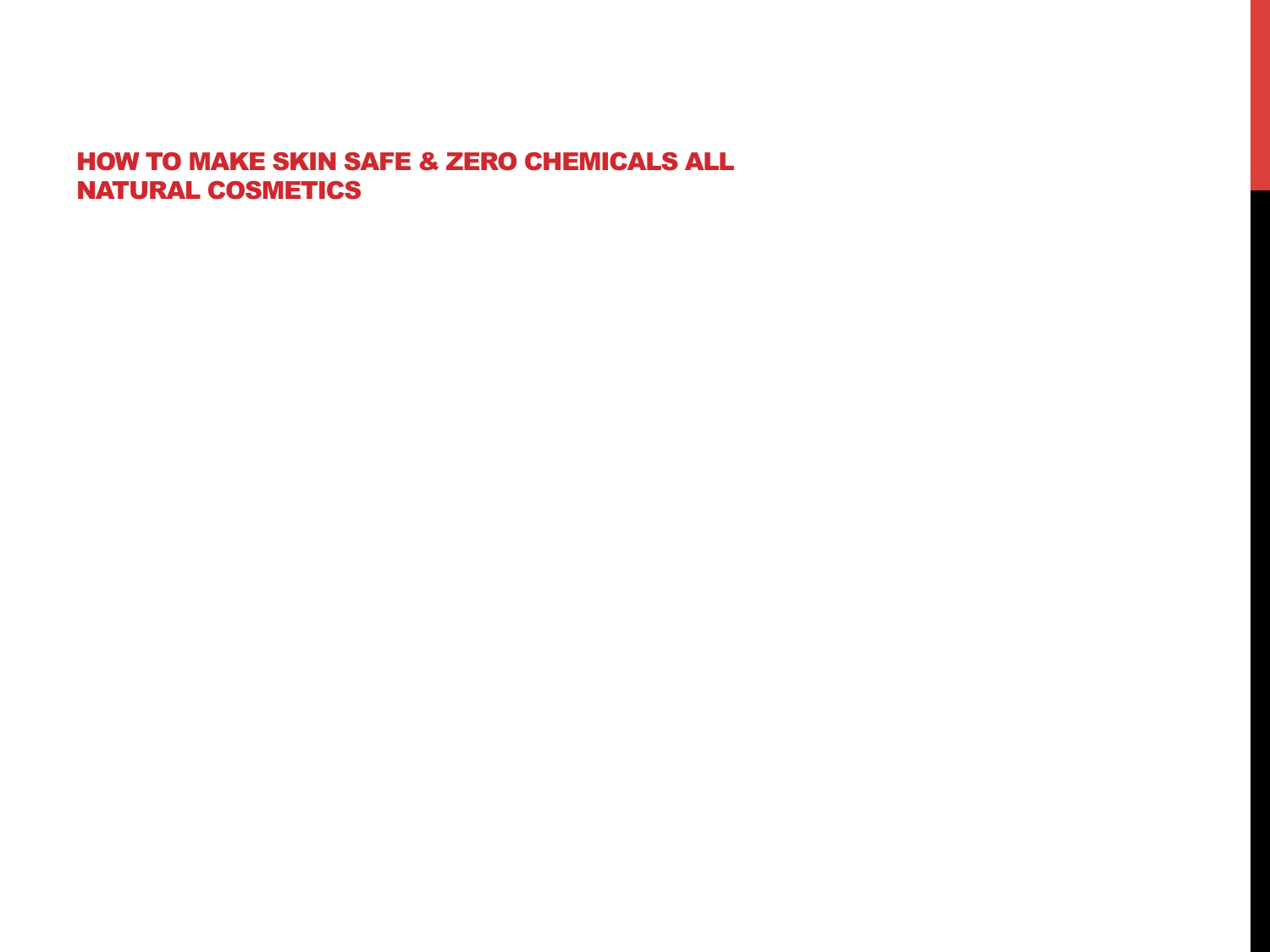# HOW TO MAKE SKIN SAFE & ZERO CHEMICALS ALL NATURAL COSMETICS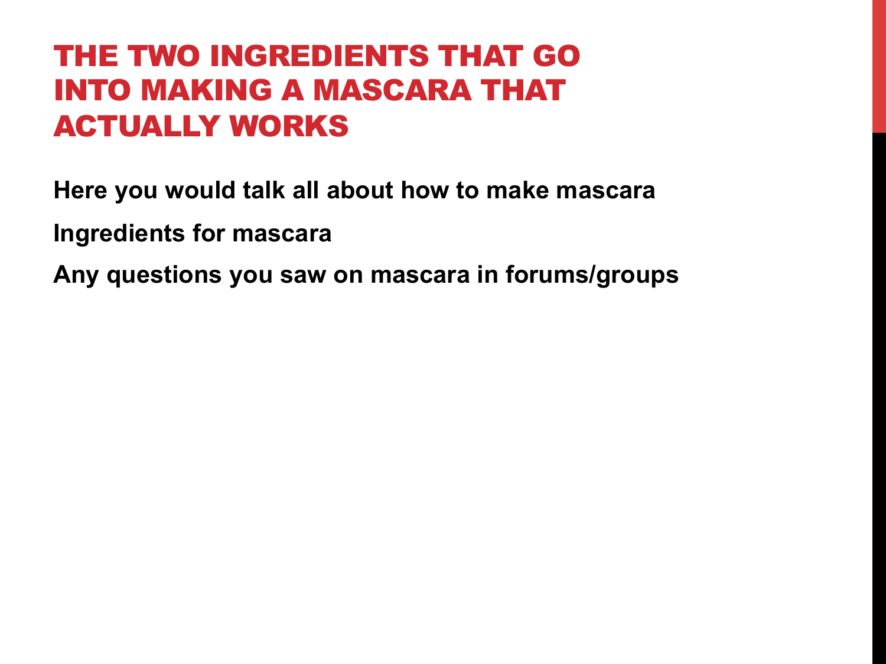# THE TWO INGREDIENTS THAT GO INTO MAKING A MASCARA THAT ACTUALLY WORKS

**Here you would talk all about how to make mascara**

**Ingredients for mascara**

**Any questions you saw on mascara in forums/groups**